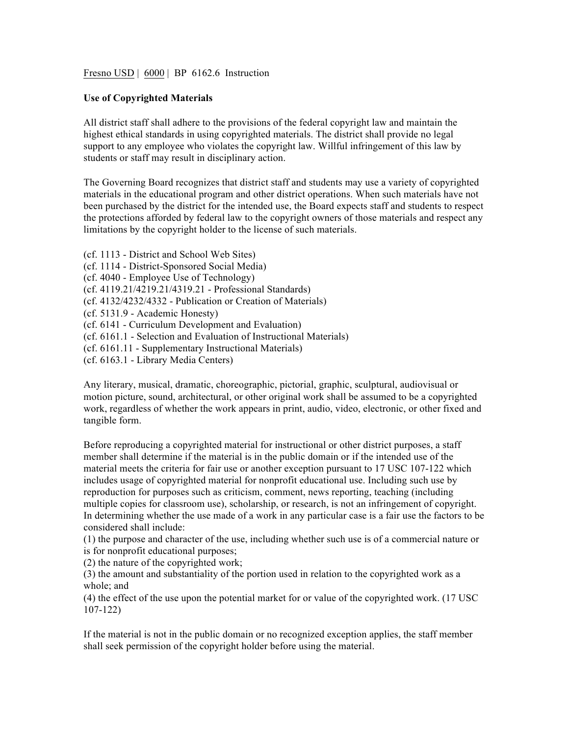Fresno USD | 6000 | BP 6162.6 Instruction

**Use of Copyrighted Materials**

All district staff shall adhere to the provisions of the federal copyright law and maintain the highest ethical standards in using copyrighted materials. The district shall provide no legal support to any employee who violates the copyright law. Willful infringement of this law by students or staff may result in disciplinary action.

The Governing Board recognizes that district staff and students may use a variety of copyrighted materials in the educational program and other district operations. When such materials have not been purchased by the district for the intended use, the Board expects staff and students to respect the protections afforded by federal law to the copyright owners of those materials and respect any limitations by the copyright holder to the license of such materials.

(cf. 1113 - District and School Web Sites)
(cf. 1114 - District-Sponsored Social Media)
(cf. 4040 - Employee Use of Technology)
(cf. 4119.21/4219.21/4319.21 - Professional Standards)
(cf. 4132/4232/4332 - Publication or Creation of Materials)
(cf. 5131.9 - Academic Honesty)
(cf. 6141 - Curriculum Development and Evaluation)
(cf. 6161.1 - Selection and Evaluation of Instructional Materials)
(cf. 6161.11 - Supplementary Instructional Materials)
(cf. 6163.1 - Library Media Centers)

Any literary, musical, dramatic, choreographic, pictorial, graphic, sculptural, audiovisual or motion picture, sound, architectural, or other original work shall be assumed to be a copyrighted work, regardless of whether the work appears in print, audio, video, electronic, or other fixed and tangible form.

Before reproducing a copyrighted material for instructional or other district purposes, a staff member shall determine if the material is in the public domain or if the intended use of the material meets the criteria for fair use or another exception pursuant to 17 USC 107-122 which includes usage of copyrighted material for nonprofit educational use. Including such use by reproduction for purposes such as criticism, comment, news reporting, teaching (including multiple copies for classroom use), scholarship, or research, is not an infringement of copyright. In determining whether the use made of a work in any particular case is a fair use the factors to be considered shall include:
(1) the purpose and character of the use, including whether such use is of a commercial nature or is for nonprofit educational purposes;
(2) the nature of the copyrighted work;
(3) the amount and substantiality of the portion used in relation to the copyrighted work as a whole; and
(4) the effect of the use upon the potential market for or value of the copyrighted work. (17 USC 107-122)

If the material is not in the public domain or no recognized exception applies, the staff member shall seek permission of the copyright holder before using the material.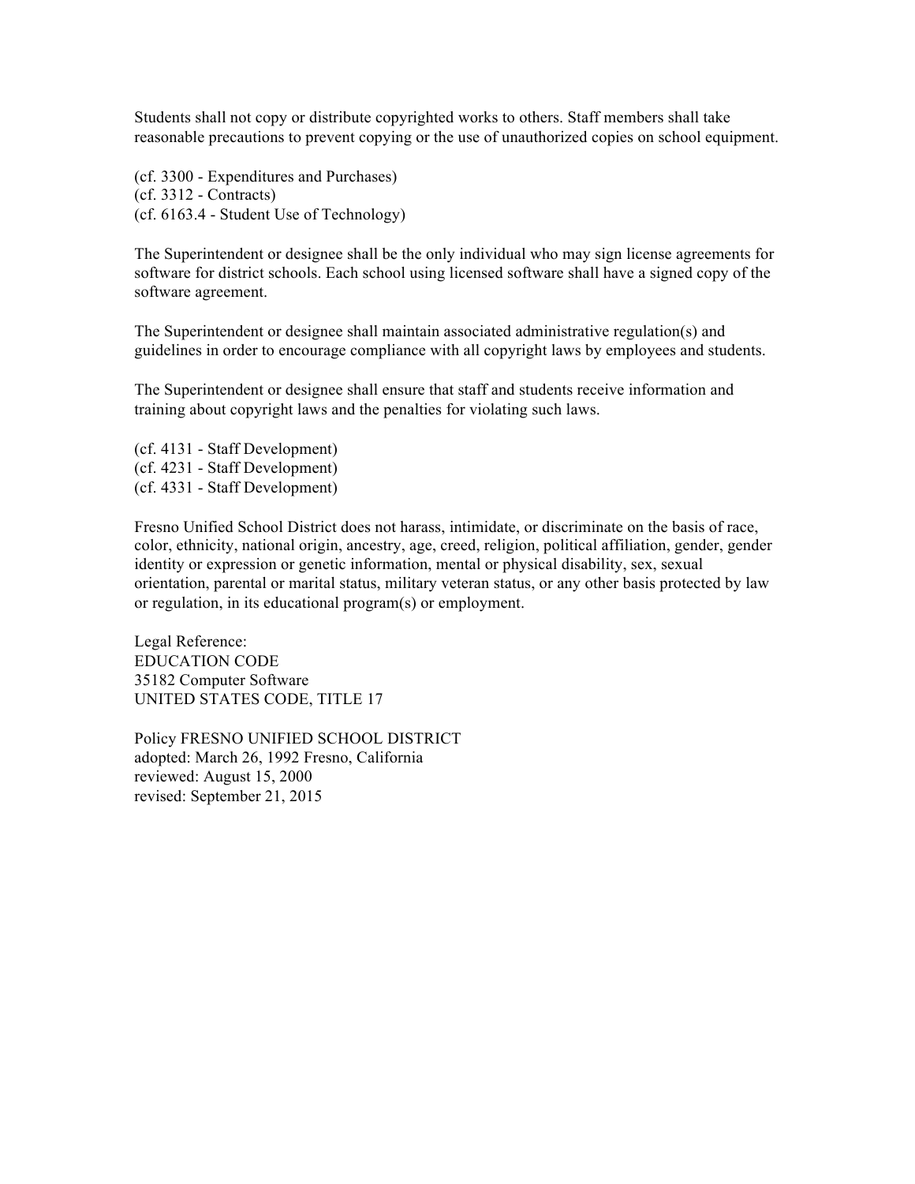Students shall not copy or distribute copyrighted works to others. Staff members shall take reasonable precautions to prevent copying or the use of unauthorized copies on school equipment.

(cf. 3300 - Expenditures and Purchases)
(cf. 3312 - Contracts)
(cf. 6163.4 - Student Use of Technology)

The Superintendent or designee shall be the only individual who may sign license agreements for software for district schools. Each school using licensed software shall have a signed copy of the software agreement.

The Superintendent or designee shall maintain associated administrative regulation(s) and guidelines in order to encourage compliance with all copyright laws by employees and students.

The Superintendent or designee shall ensure that staff and students receive information and training about copyright laws and the penalties for violating such laws.

(cf. 4131 - Staff Development)
(cf. 4231 - Staff Development)
(cf. 4331 - Staff Development)

Fresno Unified School District does not harass, intimidate, or discriminate on the basis of race, color, ethnicity, national origin, ancestry, age, creed, religion, political affiliation, gender, gender identity or expression or genetic information, mental or physical disability, sex, sexual orientation, parental or marital status, military veteran status, or any other basis protected by law or regulation, in its educational program(s) or employment.

Legal Reference:
EDUCATION CODE
35182 Computer Software
UNITED STATES CODE, TITLE 17

Policy FRESNO UNIFIED SCHOOL DISTRICT
adopted: March 26, 1992 Fresno, California
reviewed: August 15, 2000
revised: September 21, 2015